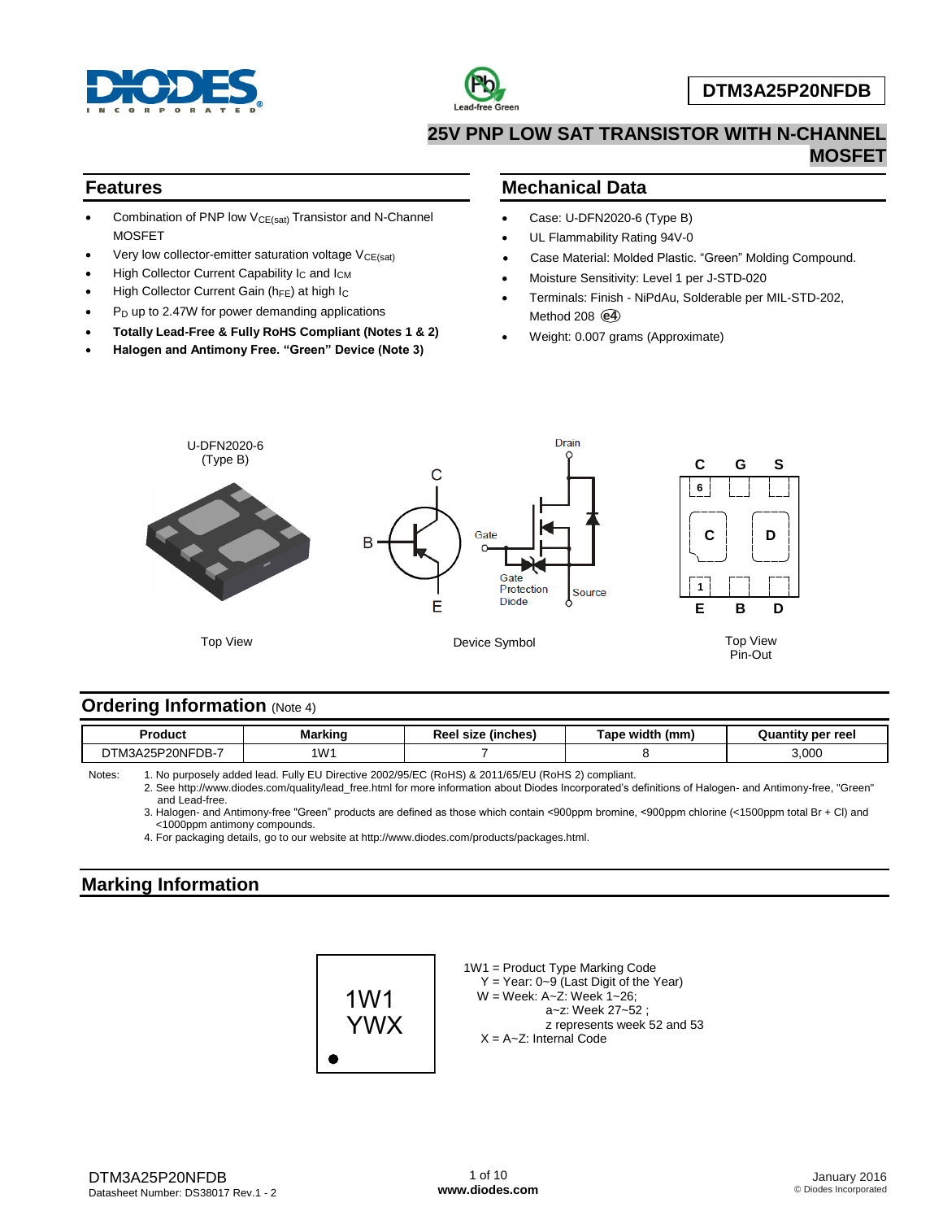# DTM3A25P20NFDB

## 25V PNP LOW SAT TRANSISTOR WITH N-CHANNEL MOSFET

## Features

- Combination of PNP low $V_{CE(sat)}$ Transistor and N-Channel MOSFET
- Very low collector-emitter saturation voltage $V_{CE(sat)}$
- High Collector Current Capability $I_C$ and $I_{CM}$
- High Collector Current Gain ($h_{FE}$) at high $I_C$
- $P_D$ up to 2.47W for power demanding applications
- **Totally Lead-Free & Fully RoHS Compliant (Notes 1 & 2)**
- **Halogen and Antimony Free. "Green" Device (Note 3)**

## Mechanical Data

- Case: U-DFN2020-6 (Type B)
- UL Flammability Rating 94V-0
- Case Material: Molded Plastic. "Green" Molding Compound.
- Moisture Sensitivity: Level 1 per J-STD-020
- Terminals: Finish - NiPdAu, Solderable per MIL-STD-202, Method 208 (e4)
- Weight: 0.007 grams (Approximate)

U-DFN2020-6 (Type B)

Top View

Device Symbol

Top View Pin-Out

## Ordering Information (Note 4)

| Product | Marking | Reel size (inches) | Tape width (mm) | Quantity per reel |
|---|---|---|---|---|
| DTM3A25P20NFDB-7 | 1W1 | 7 | 8 | 3,000 |

Notes:
1. No purposely added lead. Fully EU Directive 2002/95/EC (RoHS) & 2011/65/EU (RoHS 2) compliant.
2. See http://www.diodes.com/quality/lead_free.html for more information about Diodes Incorporated's definitions of Halogen- and Antimony-free, "Green" and Lead-free.
3. Halogen- and Antimony-free "Green" products are defined as those which contain <900ppm bromine, <900ppm chlorine (<1500ppm total Br + Cl) and <1000ppm antimony compounds.
4. For packaging details, go to our website at http://www.diodes.com/products/packages.html.

## Marking Information

1W1
YWX

1W1 = Product Type Marking Code
Y = Year: 0~9 (Last Digit of the Year)
W = Week: A~Z: Week 1~26;
a~z: Week 27~52 ;
z represents week 52 and 53
X = A~Z: Internal Code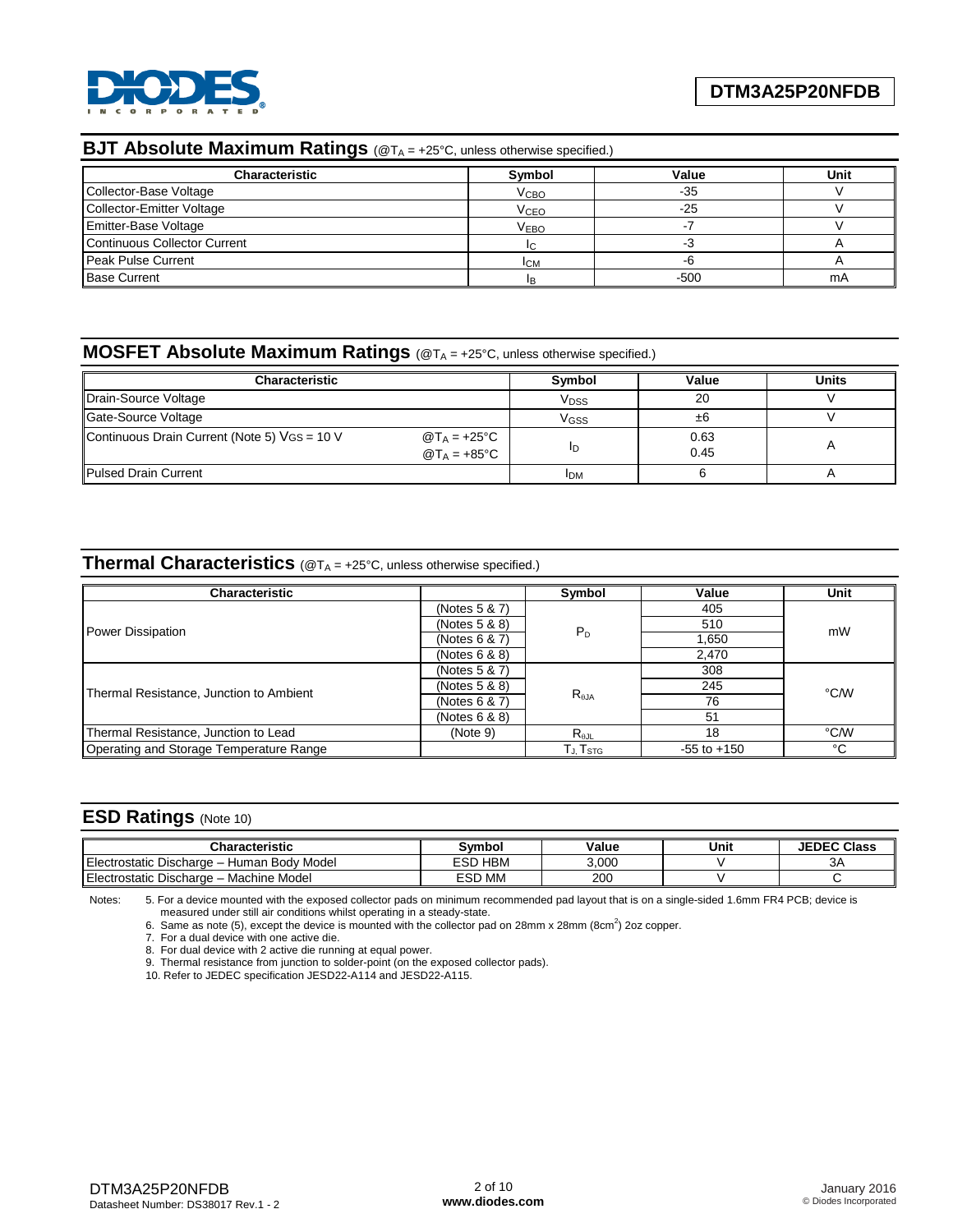## BJT Absolute Maximum Ratings (@$T_A$ = +25°C, unless otherwise specified.)

| Characteristic | Symbol | Value | Unit |
|---|---|---|---|
| Collector-Base Voltage | $V_{CBO}$ | -35 | V |
| Collector-Emitter Voltage | $V_{CEO}$ | -25 | V |
| Emitter-Base Voltage | $V_{EBO}$ | -7 | V |
| Continuous Collector Current | $I_C$ | -3 | A |
| Peak Pulse Current | $I_{CM}$ | -6 | A |
| Base Current | $I_B$ | -500 | mA |

## MOSFET Absolute Maximum Ratings (@$T_A$ = +25°C, unless otherwise specified.)

| Characteristic | | Symbol | Value | Units |
|---|---|---|---|---|
| Drain-Source Voltage | | $V_{DSS}$ | 20 | V |
| Gate-Source Voltage | | $V_{GSS}$ | ±6 | V |
| Continuous Drain Current (Note 5) $V_{GS}$ = 10 V | @$T_A$ = +25°C | $I_D$ | 0.63 | A |
| | @$T_A$ = +85°C | | 0.45 | |
| Pulsed Drain Current | | $I_{DM}$ | 6 | A |

## Thermal Characteristics (@$T_A$ = +25°C, unless otherwise specified.)

| Characteristic | | Symbol | Value | Unit |
|---|---|---|---|---|
| Power Dissipation | (Notes 5 & 7) | $P_D$ | 405 | mW |
| | (Notes 5 & 8) | | 510 | |
| | (Notes 6 & 7) | | 1,650 | |
| | (Notes 6 & 8) | | 2,470 | |
| Thermal Resistance, Junction to Ambient | (Notes 5 & 7) | $R_{\theta JA}$ | 308 | °C/W |
| | (Notes 5 & 8) | | 245 | |
| | (Notes 6 & 7) | | 76 | |
| | (Notes 6 & 8) | | 51 | |
| Thermal Resistance, Junction to Lead | (Note 9) | $R_{\theta JL}$ | 18 | °C/W |
| Operating and Storage Temperature Range | | $T_J, T_{STG}$ | -55 to +150 | °C |

## ESD Ratings (Note 10)

| Characteristic | Symbol | Value | Unit | JEDEC Class |
|---|---|---|---|---|
| Electrostatic Discharge – Human Body Model | ESD HBM | 3,000 | V | 3A |
| Electrostatic Discharge – Machine Model | ESD MM | 200 | V | C |

Notes:
5. For a device mounted with the exposed collector pads on minimum recommended pad layout that is on a single-sided 1.6mm FR4 PCB; device is measured under still air conditions whilst operating in a steady-state.
6. Same as note (5), except the device is mounted with the collector pad on 28mm x 28mm (8cm$^2$) 2oz copper.
7. For a dual device with one active die.
8. For dual device with 2 active die running at equal power.
9. Thermal resistance from junction to solder-point (on the exposed collector pads).
10. Refer to JEDEC specification JESD22-A114 and JESD22-A115.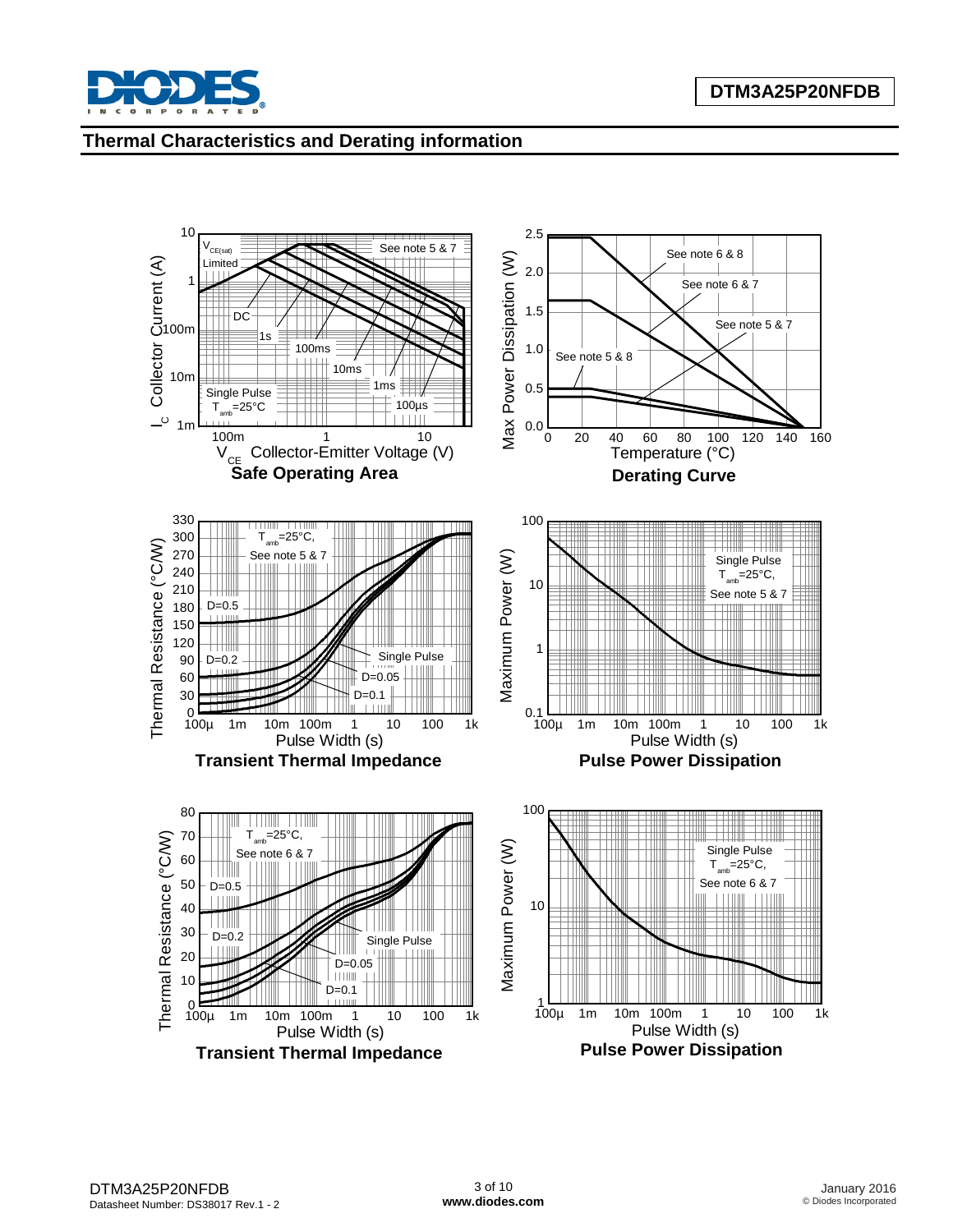## Thermal Characteristics and Derating information

**Safe Operating Area**

**Derating Curve**

**Transient Thermal Impedance**

**Pulse Power Dissipation**

**Transient Thermal Impedance**

**Pulse Power Dissipation**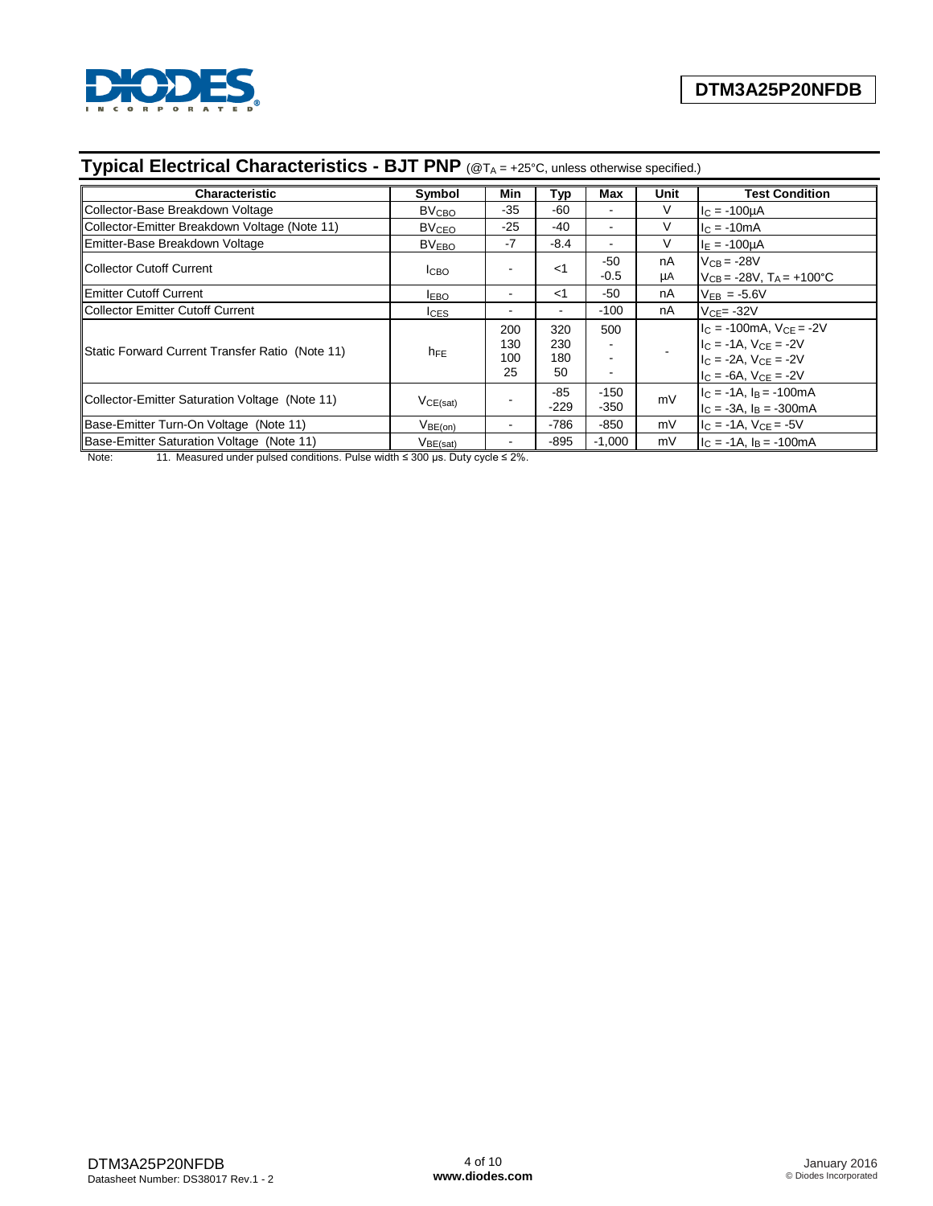## Typical Electrical Characteristics - BJT PNP (@$T_A$ = +25°C, unless otherwise specified.)

| Characteristic | Symbol | Min | Typ | Max | Unit | Test Condition |
|---|---|---|---|---|---|---|
| Collector-Base Breakdown Voltage | $BV_{CBO}$ | -35 | -60 | - | V | $I_C$ = -100µA |
| Collector-Emitter Breakdown Voltage (Note 11) | $BV_{CEO}$ | -25 | -40 | - | V | $I_C$ = -10mA |
| Emitter-Base Breakdown Voltage | $BV_{EBO}$ | -7 | -8.4 | - | V | $I_E$ = -100µA |
| Collector Cutoff Current | $I_{CBO}$ | - | <1 | -50<br>-0.5 | nA<br>µA | $V_{CB}$ = -28V<br>$V_{CB}$ = -28V, $T_A$ = +100°C |
| Emitter Cutoff Current | $I_{EBO}$ | - | <1 | -50 | nA | $V_{EB}$ = -5.6V |
| Collector Emitter Cutoff Current | $I_{CES}$ | - | - | -100 | nA | $V_{CE}$= -32V |
| Static Forward Current Transfer Ratio (Note 11) | $h_{FE}$ | 200<br>130<br>100<br>25 | 320<br>230<br>180<br>50 | 500<br>-<br>-<br>- | - | $I_C$ = -100mA, $V_{CE}$ = -2V<br>$I_C$ = -1A, $V_{CE}$ = -2V<br>$I_C$ = -2A, $V_{CE}$ = -2V<br>$I_C$ = -6A, $V_{CE}$ = -2V |
| Collector-Emitter Saturation Voltage (Note 11) | $V_{CE(sat)}$ | - | -85<br>-229 | -150<br>-350 | mV | $I_C$ = -1A, $I_B$ = -100mA<br>$I_C$ = -3A, $I_B$ = -300mA |
| Base-Emitter Turn-On Voltage (Note 11) | $V_{BE(on)}$ | - | -786 | -850 | mV | $I_C$ = -1A, $V_{CE}$ = -5V |
| Base-Emitter Saturation Voltage (Note 11) | $V_{BE(sat)}$ | - | -895 | -1,000 | mV | $I_C$ = -1A, $I_B$ = -100mA |

Note: 11. Measured under pulsed conditions. Pulse width ≤ 300 µs. Duty cycle ≤ 2%.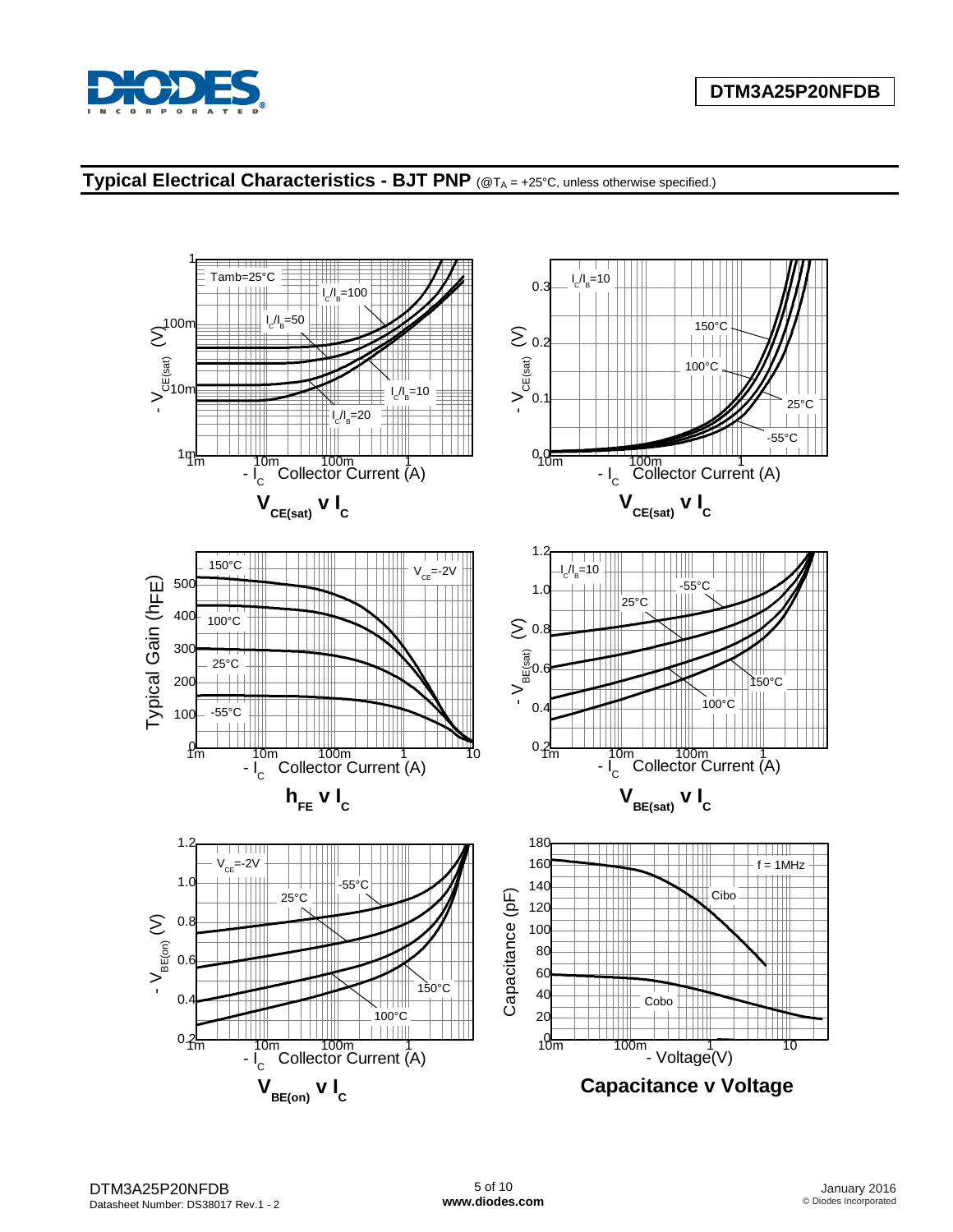## Typical Electrical Characteristics - BJT PNP (@$T_A$ = +25°C, unless otherwise specified.)

$V_{CE(sat)}$ v $I_C$

$V_{CE(sat)}$ v $I_C$

$h_{FE}$ v $I_C$

$V_{BE(sat)}$ v $I_C$

$V_{BE(on)}$ v $I_C$

**Capacitance v Voltage**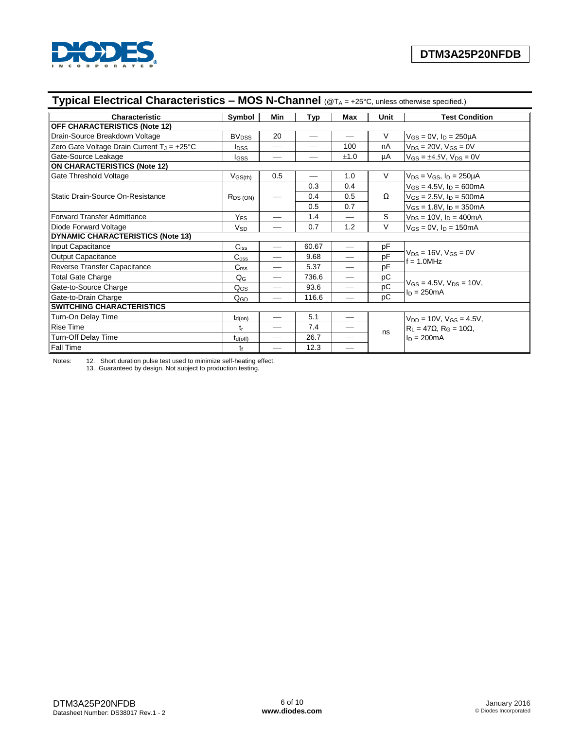## Typical Electrical Characteristics – MOS N-Channel (@$T_A$ = +25°C, unless otherwise specified.)

| Characteristic | Symbol | Min | Typ | Max | Unit | Test Condition |
|---|---|---|---|---|---|---|
| **OFF CHARACTERISTICS (Note 12)** | | | | | | |
| Drain-Source Breakdown Voltage | $BV_{DSS}$ | 20 | — | — | V | $V_{GS}$ = 0V, $I_D$ = 250μA |
| Zero Gate Voltage Drain Current $T_J$ = +25°C | $I_{DSS}$ | — | — | 100 | nA | $V_{DS}$ = 20V, $V_{GS}$ = 0V |
| Gate-Source Leakage | $I_{GSS}$ | — | — | ±1.0 | μA | $V_{GS}$ = ±4.5V, $V_{DS}$ = 0V |
| **ON CHARACTERISTICS (Note 12)** | | | | | | |
| Gate Threshold Voltage | $V_{GS(th)}$ | 0.5 | — | 1.0 | V | $V_{DS}$ = $V_{GS}$, $I_D$ = 250μA |
| Static Drain-Source On-Resistance | $R_{DS(ON)}$ | — | 0.3 | 0.4 | Ω | $V_{GS}$ = 4.5V, $I_D$ = 600mA |
| | | | 0.4 | 0.5 | | $V_{GS}$ = 2.5V, $I_D$ = 500mA |
| | | | 0.5 | 0.7 | | $V_{GS}$ = 1.8V, $I_D$ = 350mA |
| Forward Transfer Admittance | $Y_{FS}$ | — | 1.4 | — | S | $V_{DS}$ = 10V, $I_D$ = 400mA |
| Diode Forward Voltage | $V_{SD}$ | — | 0.7 | 1.2 | V | $V_{GS}$ = 0V, $I_D$ = 150mA |
| **DYNAMIC CHARACTERISTICS (Note 13)** | | | | | | |
| Input Capacitance | $C_{iss}$ | — | 60.67 | — | pF | $V_{DS}$ = 16V, $V_{GS}$ = 0V f = 1.0MHz |
| Output Capacitance | $C_{oss}$ | — | 9.68 | — | pF | |
| Reverse Transfer Capacitance | $C_{rss}$ | — | 5.37 | — | pF | |
| Total Gate Charge | $Q_G$ | — | 736.6 | — | pC | $V_{GS}$ = 4.5V, $V_{DS}$ = 10V, $I_D$ = 250mA |
| Gate-to-Source Charge | $Q_{GS}$ | — | 93.6 | — | pC | |
| Gate-to-Drain Charge | $Q_{GD}$ | — | 116.6 | — | pC | |
| **SWITCHING CHARACTERISTICS** | | | | | | |
| Turn-On Delay Time | $t_{d(on)}$ | — | 5.1 | — | ns | $V_{DD}$ = 10V, $V_{GS}$ = 4.5V, $R_L$ = 47Ω, $R_G$ = 10Ω, $I_D$ = 200mA |
| Rise Time | $t_r$ | — | 7.4 | — | | |
| Turn-Off Delay Time | $t_{d(off)}$ | — | 26.7 | — | | |
| Fall Time | $t_f$ | — | 12.3 | — | | |

Notes: 12. Short duration pulse test used to minimize self-heating effect.
13. Guaranteed by design. Not subject to production testing.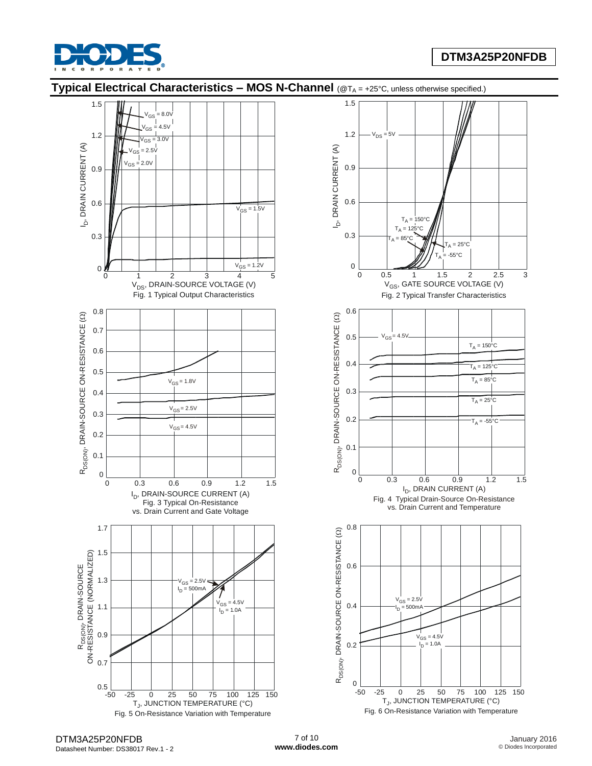## Typical Electrical Characteristics – MOS N-Channel (@$T_A$ = +25°C, unless otherwise specified.)

Fig. 1 Typical Output Characteristics

Fig. 2 Typical Transfer Characteristics

Fig. 3 Typical On-Resistance vs. Drain Current and Gate Voltage

Fig. 4 Typical Drain-Source On-Resistance vs. Drain Current and Temperature

Fig. 5 On-Resistance Variation with Temperature

Fig. 6 On-Resistance Variation with Temperature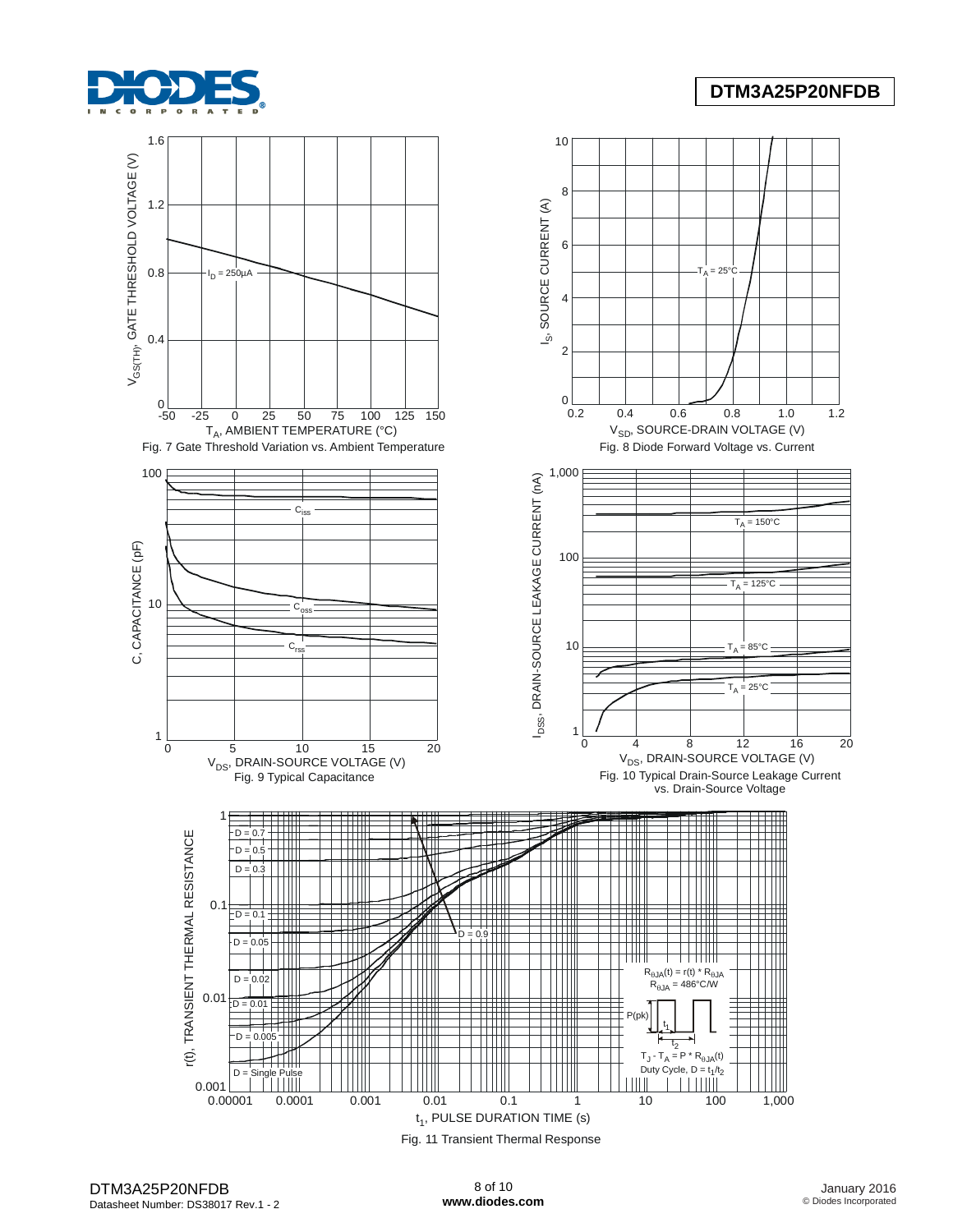Fig. 7 Gate Threshold Variation vs. Ambient Temperature

Fig. 8 Diode Forward Voltage vs. Current

Fig. 9 Typical Capacitance

Fig. 10 Typical Drain-Source Leakage Current vs. Drain-Source Voltage

Fig. 11 Transient Thermal Response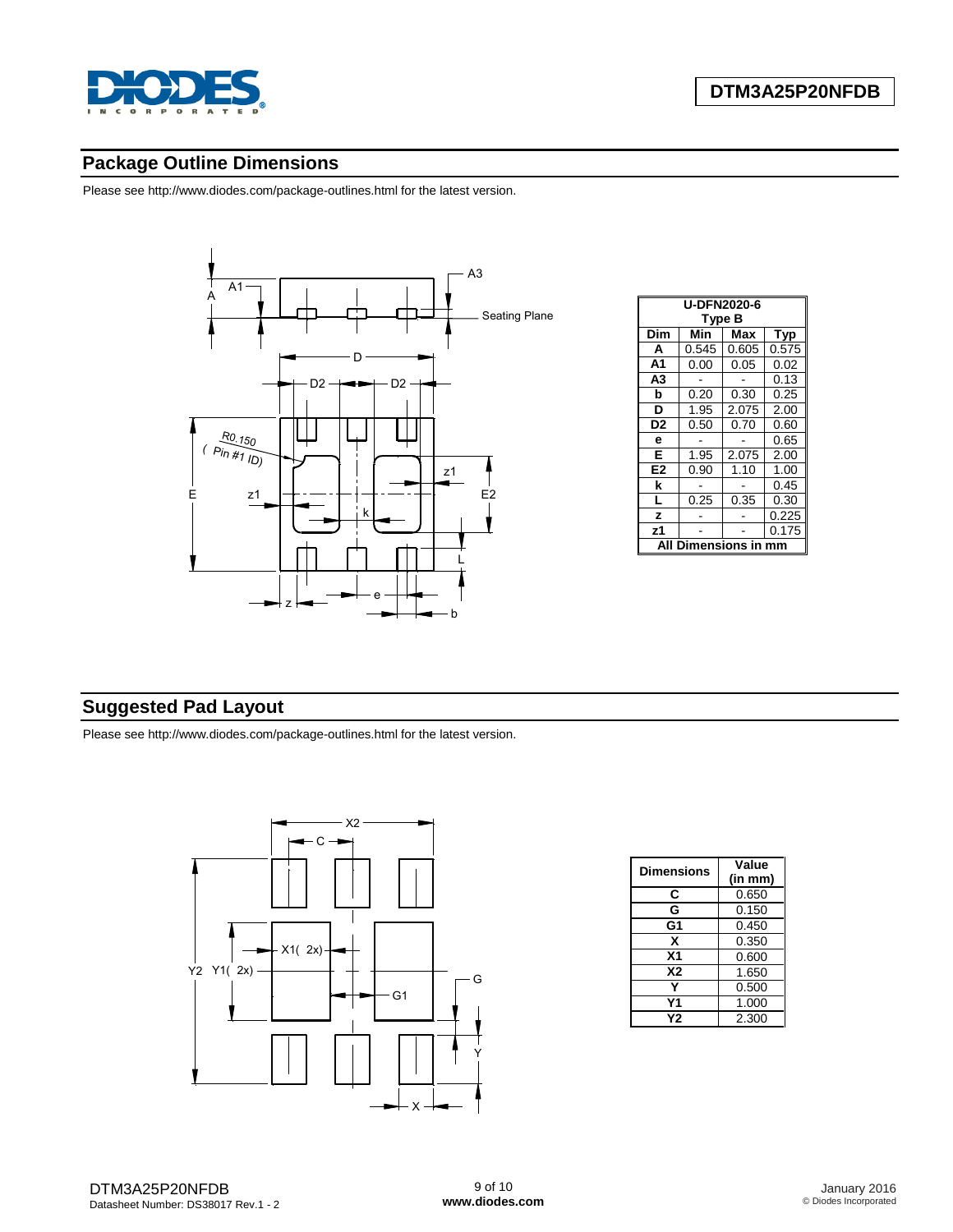## Package Outline Dimensions

Please see http://www.diodes.com/package-outlines.html for the latest version.

| U-DFN2020-6 Type B | | | |
|---|---|---|---|
| **Dim** | **Min** | **Max** | **Typ** |
| **A** | 0.545 | 0.605 | 0.575 |
| **A1** | 0.00 | 0.05 | 0.02 |
| **A3** | - | - | 0.13 |
| **b** | 0.20 | 0.30 | 0.25 |
| **D** | 1.95 | 2.075 | 2.00 |
| **D2** | 0.50 | 0.70 | 0.60 |
| **e** | - | - | 0.65 |
| **E** | 1.95 | 2.075 | 2.00 |
| **E2** | 0.90 | 1.10 | 1.00 |
| **k** | - | - | 0.45 |
| **L** | 0.25 | 0.35 | 0.30 |
| **z** | - | - | 0.225 |
| **z1** | - | - | 0.175 |
| **All Dimensions in mm** | | | |

## Suggested Pad Layout

Please see http://www.diodes.com/package-outlines.html for the latest version.

| Dimensions | Value (in mm) |
|---|---|
| **C** | 0.650 |
| **G** | 0.150 |
| **G1** | 0.450 |
| **X** | 0.350 |
| **X1** | 0.600 |
| **X2** | 1.650 |
| **Y** | 0.500 |
| **Y1** | 1.000 |
| **Y2** | 2.300 |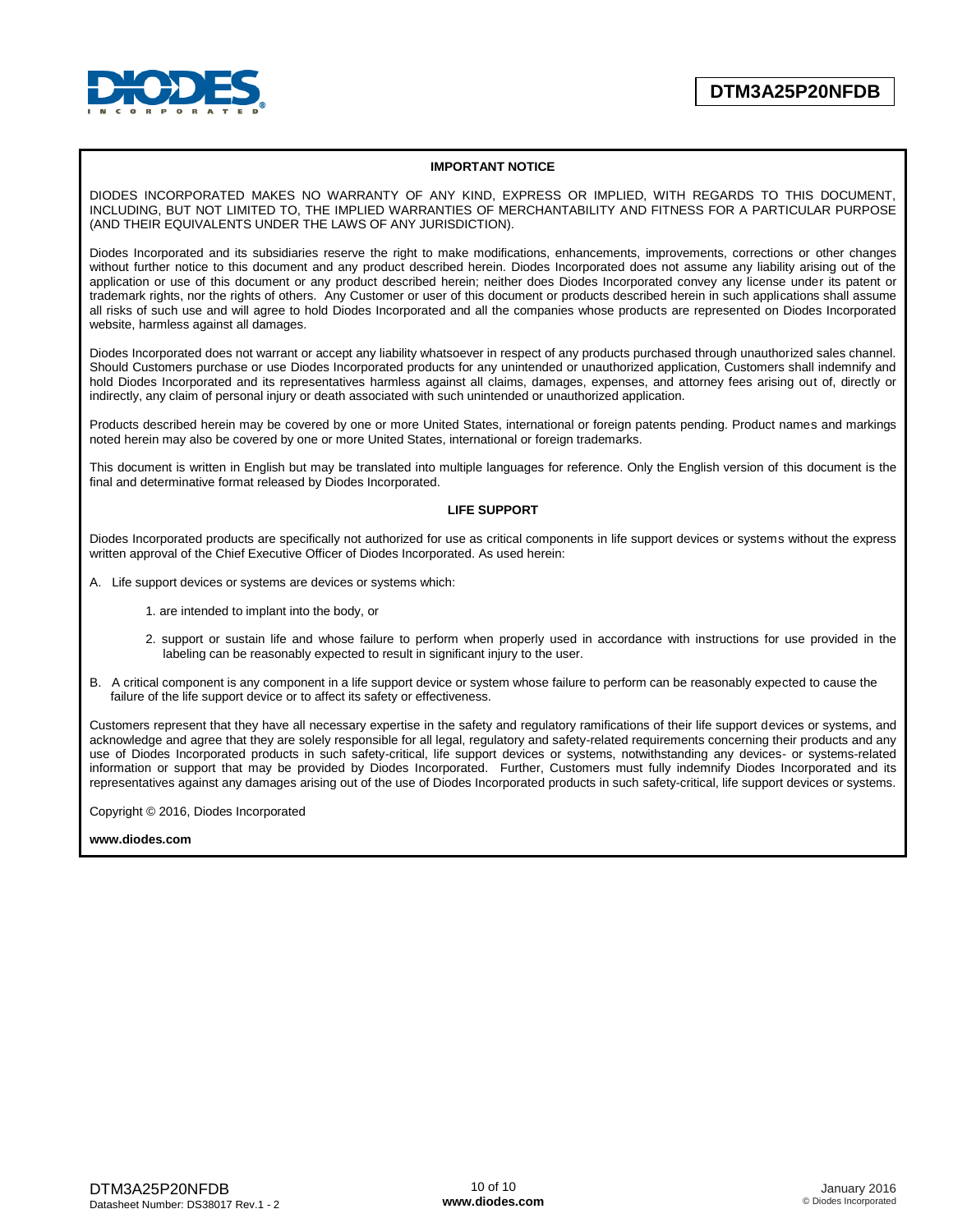## IMPORTANT NOTICE

DIODES INCORPORATED MAKES NO WARRANTY OF ANY KIND, EXPRESS OR IMPLIED, WITH REGARDS TO THIS DOCUMENT, INCLUDING, BUT NOT LIMITED TO, THE IMPLIED WARRANTIES OF MERCHANTABILITY AND FITNESS FOR A PARTICULAR PURPOSE (AND THEIR EQUIVALENTS UNDER THE LAWS OF ANY JURISDICTION).

Diodes Incorporated and its subsidiaries reserve the right to make modifications, enhancements, improvements, corrections or other changes without further notice to this document and any product described herein. Diodes Incorporated does not assume any liability arising out of the application or use of this document or any product described herein; neither does Diodes Incorporated convey any license under its patent or trademark rights, nor the rights of others. Any Customer or user of this document or products described herein in such applications shall assume all risks of such use and will agree to hold Diodes Incorporated and all the companies whose products are represented on Diodes Incorporated website, harmless against all damages.

Diodes Incorporated does not warrant or accept any liability whatsoever in respect of any products purchased through unauthorized sales channel. Should Customers purchase or use Diodes Incorporated products for any unintended or unauthorized application, Customers shall indemnify and hold Diodes Incorporated and its representatives harmless against all claims, damages, expenses, and attorney fees arising out of, directly or indirectly, any claim of personal injury or death associated with such unintended or unauthorized application.

Products described herein may be covered by one or more United States, international or foreign patents pending. Product names and markings noted herein may also be covered by one or more United States, international or foreign trademarks.

This document is written in English but may be translated into multiple languages for reference. Only the English version of this document is the final and determinative format released by Diodes Incorporated.

## LIFE SUPPORT

Diodes Incorporated products are specifically not authorized for use as critical components in life support devices or systems without the express written approval of the Chief Executive Officer of Diodes Incorporated. As used herein:

A. Life support devices or systems are devices or systems which:

1. are intended to implant into the body, or
2. support or sustain life and whose failure to perform when properly used in accordance with instructions for use provided in the labeling can be reasonably expected to result in significant injury to the user.

B. A critical component is any component in a life support device or system whose failure to perform can be reasonably expected to cause the failure of the life support device or to affect its safety or effectiveness.

Customers represent that they have all necessary expertise in the safety and regulatory ramifications of their life support devices or systems, and acknowledge and agree that they are solely responsible for all legal, regulatory and safety-related requirements concerning their products and any use of Diodes Incorporated products in such safety-critical, life support devices or systems, notwithstanding any devices- or systems-related information or support that may be provided by Diodes Incorporated. Further, Customers must fully indemnify Diodes Incorporated and its representatives against any damages arising out of the use of Diodes Incorporated products in such safety-critical, life support devices or systems.

Copyright © 2016, Diodes Incorporated

**www.diodes.com**